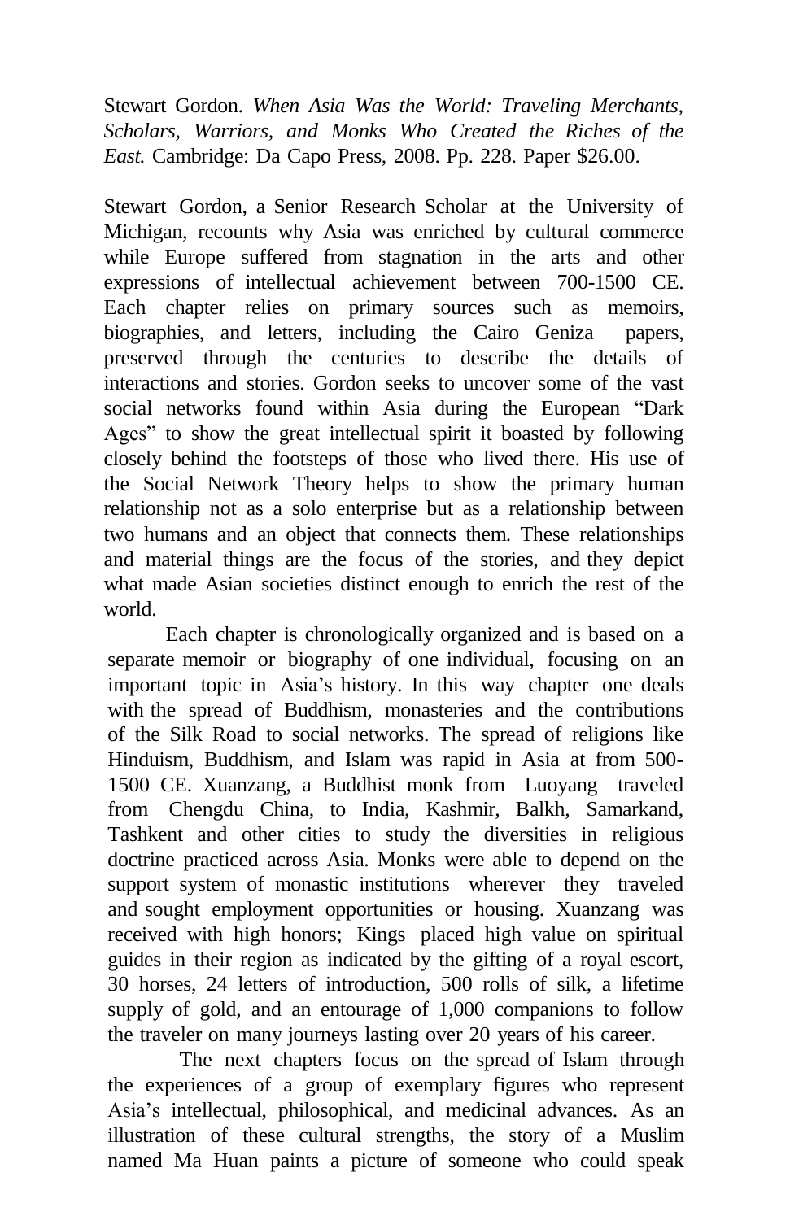Stewart Gordon. *When Asia Was the World: Traveling Merchants, Scholars, Warriors, and Monks Who Created the Riches of the East.* Cambridge: Da Capo Press, 2008. Pp. 228. Paper $26.00.

Stewart Gordon, a Senior Research Scholar at the University of Michigan, recounts why Asia was enriched by cultural commerce while Europe suffered from stagnation in the arts and other expressions of intellectual achievement between 700-1500 CE. Each chapter relies on primary sources such as memoirs, biographies, and letters, including the Cairo Geniza papers, preserved through the centuries to describe the details of interactions and stories. Gordon seeks to uncover some of the vast social networks found within Asia during the European "Dark Ages" to show the great intellectual spirit it boasted by following closely behind the footsteps of those who lived there. His use of the Social Network Theory helps to show the primary human relationship not as a solo enterprise but as a relationship between two humans and an object that connects them. These relationships and material things are the focus of the stories, and they depict what made Asian societies distinct enough to enrich the rest of the world.

Each chapter is chronologically organized and is based on a separate memoir or biography of one individual, focusing on an important topic in Asia's history. In this way chapter one deals with the spread of Buddhism, monasteries and the contributions of the Silk Road to social networks. The spread of religions like Hinduism, Buddhism, and Islam was rapid in Asia at from 500-1500 CE. Xuanzang, a Buddhist monk from Luoyang traveled from Chengdu China, to India, Kashmir, Balkh, Samarkand, Tashkent and other cities to study the diversities in religious doctrine practiced across Asia. Monks were able to depend on the support system of monastic institutions wherever they traveled and sought employment opportunities or housing. Xuanzang was received with high honors; Kings placed high value on spiritual guides in their region as indicated by the gifting of a royal escort, 30 horses, 24 letters of introduction, 500 rolls of silk, a lifetime supply of gold, and an entourage of 1,000 companions to follow the traveler on many journeys lasting over 20 years of his career.

The next chapters focus on the spread of Islam through the experiences of a group of exemplary figures who represent Asia's intellectual, philosophical, and medicinal advances. As an illustration of these cultural strengths, the story of a Muslim named Ma Huan paints a picture of someone who could speak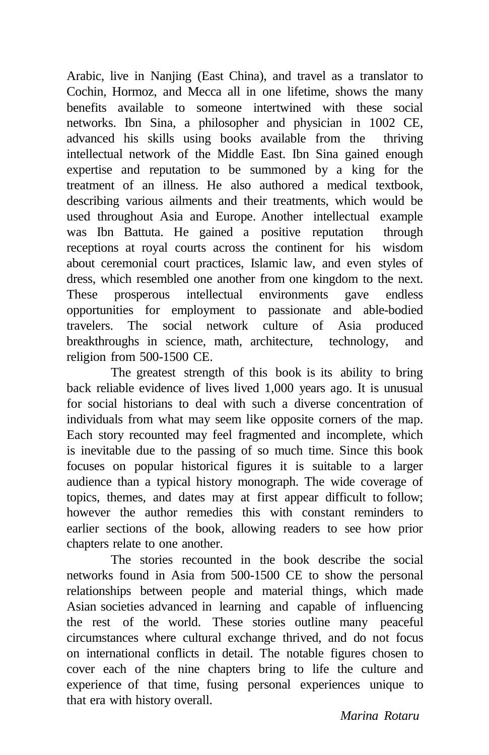Arabic, live in Nanjing (East China), and travel as a translator to Cochin, Hormoz, and Mecca all in one lifetime, shows the many benefits available to someone intertwined with these social networks. Ibn Sina, a philosopher and physician in 1002 CE, advanced his skills using books available from the thriving intellectual network of the Middle East. Ibn Sina gained enough expertise and reputation to be summoned by a king for the treatment of an illness. He also authored a medical textbook, describing various ailments and their treatments, which would be used throughout Asia and Europe. Another intellectual example was Ibn Battuta. He gained a positive reputation through receptions at royal courts across the continent for his wisdom about ceremonial court practices, Islamic law, and even styles of dress, which resembled one another from one kingdom to the next. These prosperous intellectual environments gave endless opportunities for employment to passionate and able-bodied travelers. The social network culture of Asia produced breakthroughs in science, math, architecture, technology, and religion from 500-1500 CE.

The greatest strength of this book is its ability to bring back reliable evidence of lives lived 1,000 years ago. It is unusual for social historians to deal with such a diverse concentration of individuals from what may seem like opposite corners of the map. Each story recounted may feel fragmented and incomplete, which is inevitable due to the passing of so much time. Since this book focuses on popular historical figures it is suitable to a larger audience than a typical history monograph. The wide coverage of topics, themes, and dates may at first appear difficult to follow; however the author remedies this with constant reminders to earlier sections of the book, allowing readers to see how prior chapters relate to one another.

The stories recounted in the book describe the social networks found in Asia from 500-1500 CE to show the personal relationships between people and material things, which made Asian societies advanced in learning and capable of influencing the rest of the world. These stories outline many peaceful circumstances where cultural exchange thrived, and do not focus on international conflicts in detail. The notable figures chosen to cover each of the nine chapters bring to life the culture and experience of that time, fusing personal experiences unique to that era with history overall.

*Marina Rotaru*